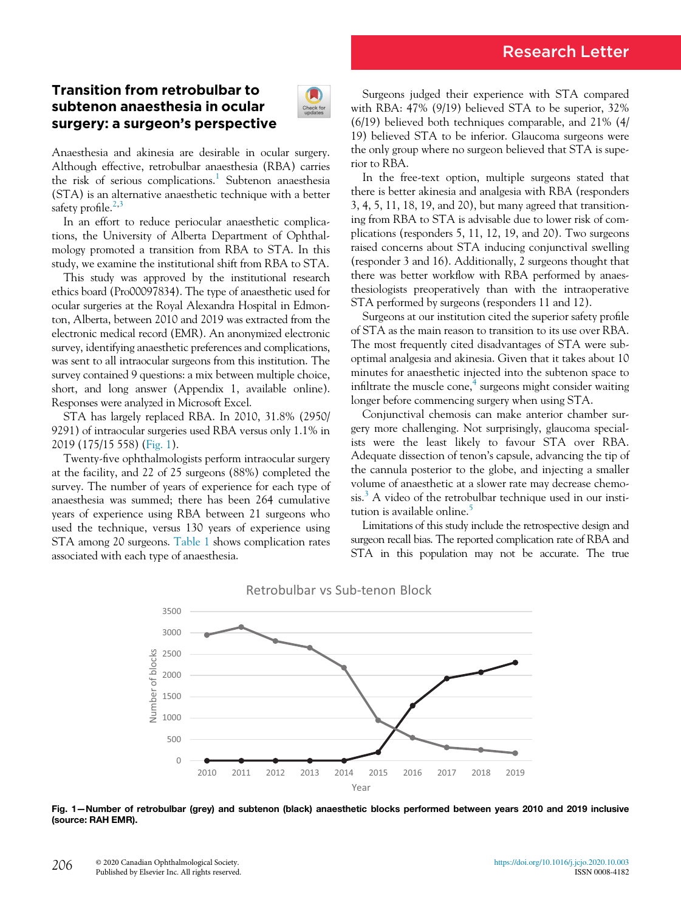Research Letter

# Transition from retrobulbar to subtenon anaesthesia in ocular surgery: a surgeon's perspective

Anaesthesia and akinesia are desirable in ocular surgery. Although effective, retrobulbar anaesthesia (RBA) carries the risk of serious complications.[1] Subtenon anaesthesia (STA) is an alternative anaesthetic technique with a better safety profile.[2,3]

In an effort to reduce periocular anaesthetic complications, the University of Alberta Department of Ophthalmology promoted a transition from RBA to STA. In this study, we examine the institutional shift from RBA to STA.

This study was approved by the institutional research ethics board (Pro00097834). The type of anaesthetic used for ocular surgeries at the Royal Alexandra Hospital in Edmonton, Alberta, between 2010 and 2019 was extracted from the electronic medical record (EMR). An anonymized electronic survey, identifying anaesthetic preferences and complications, was sent to all intraocular surgeons from this institution. The survey contained 9 questions: a mix between multiple choice, short, and long answer (Appendix 1, available online). Responses were analyzed in Microsoft Excel.

STA has largely replaced RBA. In 2010, 31.8% (2950/9291) of intraocular surgeries used RBA versus only 1.1% in 2019 (175/15 558) (Fig. 1).

Twenty-five ophthalmologists perform intraocular surgery at the facility, and 22 of 25 surgeons (88%) completed the survey. The number of years of experience for each type of anaesthesia was summed; there has been 264 cumulative years of experience using RBA between 21 surgeons who used the technique, versus 130 years of experience using STA among 20 surgeons. Table 1 shows complication rates associated with each type of anaesthesia.

Surgeons judged their experience with STA compared with RBA: 47% (9/19) believed STA to be superior, 32% (6/19) believed both techniques comparable, and 21% (4/19) believed STA to be inferior. Glaucoma surgeons were the only group where no surgeon believed that STA is superior to RBA.

In the free-text option, multiple surgeons stated that there is better akinesia and analgesia with RBA (responders 3, 4, 5, 11, 18, 19, and 20), but many agreed that transitioning from RBA to STA is advisable due to lower risk of complications (responders 5, 11, 12, 19, and 20). Two surgeons raised concerns about STA inducing conjunctival swelling (responder 3 and 16). Additionally, 2 surgeons thought that there was better workflow with RBA performed by anaesthesiologists preoperatively than with the intraoperative STA performed by surgeons (responders 11 and 12).

Surgeons at our institution cited the superior safety profile of STA as the main reason to transition to its use over RBA. The most frequently cited disadvantages of STA were suboptimal analgesia and akinesia. Given that it takes about 10 minutes for anaesthetic injected into the subtenon space to infiltrate the muscle cone,[4] surgeons might consider waiting longer before commencing surgery when using STA.

Conjunctival chemosis can make anterior chamber surgery more challenging. Not surprisingly, glaucoma specialists were the least likely to favour STA over RBA. Adequate dissection of tenon's capsule, advancing the tip of the cannula posterior to the globe, and injecting a smaller volume of anaesthetic at a slower rate may decrease chemosis.[3] A video of the retrobulbar technique used in our institution is available online.[5]

Limitations of this study include the retrospective design and surgeon recall bias. The reported complication rate of RBA and STA in this population may not be accurate. The true

Fig. 1—Number of retrobulbar (grey) and subtenon (black) anaesthetic blocks performed between years 2010 and 2019 inclusive (source: RAH EMR).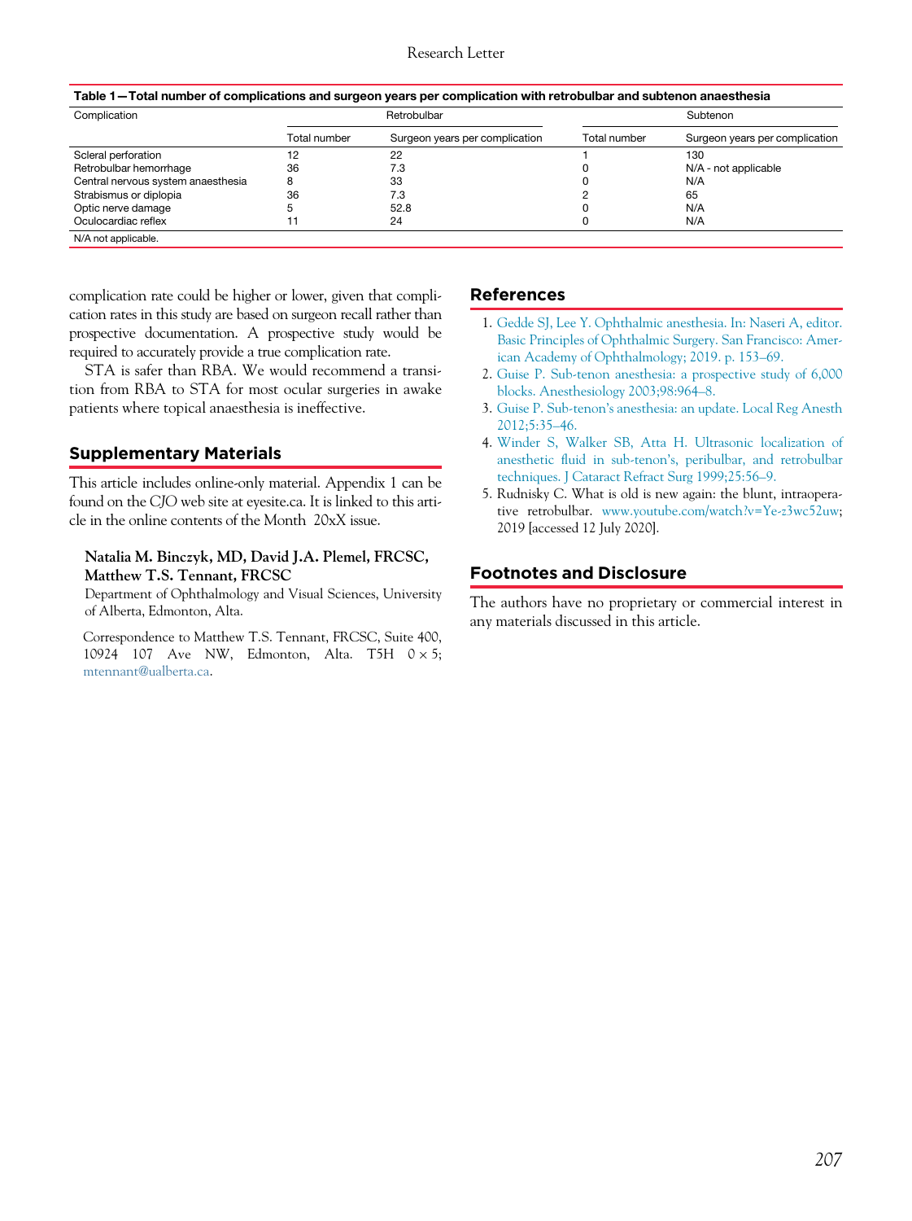**Table 1—Total number of complications and surgeon years per complication with retrobulbar and subtenon anaesthesia**

| Complication | Retrobulbar | | Subtenon | |
|---|---|---|---|---|
| | Total number | Surgeon years per complication | Total number | Surgeon years per complication |
| Scleral perforation | 12 | 22 | 1 | 130 |
| Retrobulbar hemorrhage | 36 | 7.3 | 0 | N/A - not applicable |
| Central nervous system anaesthesia | 8 | 33 | 0 | N/A |
| Strabismus or diplopia | 36 | 7.3 | 2 | 65 |
| Optic nerve damage | 5 | 52.8 | 0 | N/A |
| Oculocardiac reflex | 11 | 24 | 0 | N/A |

N/A not applicable.

complication rate could be higher or lower, given that complication rates in this study are based on surgeon recall rather than prospective documentation. A prospective study would be required to accurately provide a true complication rate.

STA is safer than RBA. We would recommend a transition from RBA to STA for most ocular surgeries in awake patients where topical anaesthesia is ineffective.

## Supplementary Materials

This article includes online-only material. Appendix 1 can be found on the *CJO* web site at eyesite.ca. It is linked to this article in the online contents of the Month 20xX issue.

**Natalia M. Binczyk, MD, David J.A. Plemel, FRCSC, Matthew T.S. Tennant, FRCSC**
Department of Ophthalmology and Visual Sciences, University of Alberta, Edmonton, Alta.

Correspondence to Matthew T.S. Tennant, FRCSC, Suite 400, 10924 107 Ave NW, Edmonton, Alta. T5H 0 × 5; mtennant@ualberta.ca.

## References

1. Gedde SJ, Lee Y. Ophthalmic anesthesia. In: Naseri A, editor. Basic Principles of Ophthalmic Surgery. San Francisco: American Academy of Ophthalmology; 2019. p. 153–69.
2. Guise P. Sub-tenon anesthesia: a prospective study of 6,000 blocks. Anesthesiology 2003;98:964–8.
3. Guise P. Sub-tenon's anesthesia: an update. Local Reg Anesth 2012;5:35–46.
4. Winder S, Walker SB, Atta H. Ultrasonic localization of anesthetic fluid in sub-tenon's, peribulbar, and retrobulbar techniques. J Cataract Refract Surg 1999;25:56–9.
5. Rudnisky C. What is old is new again: the blunt, intraoperative retrobulbar. www.youtube.com/watch?v=Ye-z3wc52uw; 2019 [accessed 12 July 2020].

## Footnotes and Disclosure

The authors have no proprietary or commercial interest in any materials discussed in this article.